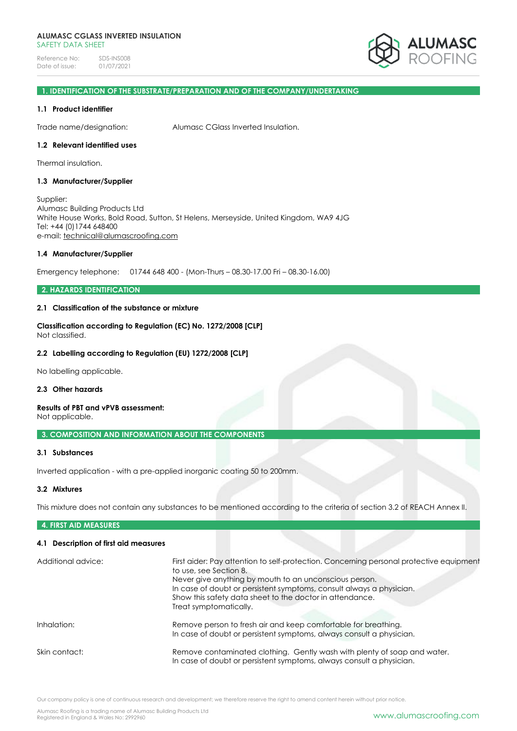**ALUMASC CGLASS INVERTED INSULATION**
SAFETY DATA SHEET

Reference No: SDS-INS008
Date of issue: 01/07/2021

## 1. IDENTIFICATION OF THE SUBSTRATE/PREPARATION AND OF THE COMPANY/UNDERTAKING

### 1.1 Product identifier

Trade name/designation: Alumasc CGlass Inverted Insulation.

### 1.2 Relevant identified uses

Thermal insulation.

### 1.3 Manufacturer/Supplier

Supplier:
Alumasc Building Products Ltd
White House Works, Bold Road, Sutton, St Helens, Merseyside, United Kingdom, WA9 4JG
Tel: +44 (0)1744 648400
e-mail: technical@alumascroofing.com

### 1.4 Manufacturer/Supplier

Emergency telephone: 01744 648 400 - (Mon-Thurs – 08.30-17.00 Fri – 08.30-16.00)

## 2. HAZARDS IDENTIFICATION

### 2.1 Classification of the substance or mixture

**Classification according to Regulation (EC) No. 1272/2008 [CLP]**
Not classified.

### 2.2 Labelling according to Regulation (EU) 1272/2008 [CLP]

No labelling applicable.

### 2.3 Other hazards

**Results of PBT and vPVB assessment:**
Not applicable.

## 3. COMPOSITION AND INFORMATION ABOUT THE COMPONENTS

### 3.1 Substances

Inverted application - with a pre-applied inorganic coating 50 to 200mm.

### 3.2 Mixtures

This mixture does not contain any substances to be mentioned according to the criteria of section 3.2 of REACH Annex II.

## 4. FIRST AID MEASURES

### 4.1 Description of first aid measures

Additional advice: First aider: Pay attention to self-protection. Concerning personal protective equipment to use, see Section 8.
Never give anything by mouth to an unconscious person.
In case of doubt or persistent symptoms, consult always a physician.
Show this safety data sheet to the doctor in attendance.
Treat symptomatically.

Inhalation: Remove person to fresh air and keep comfortable for breathing.
In case of doubt or persistent symptoms, always consult a physician.

Skin contact: Remove contaminated clothing. Gently wash with plenty of soap and water.
In case of doubt or persistent symptoms, always consult a physician.

Our company policy is one of continuous research and development; we therefore reserve the right to amend content herein without prior notice.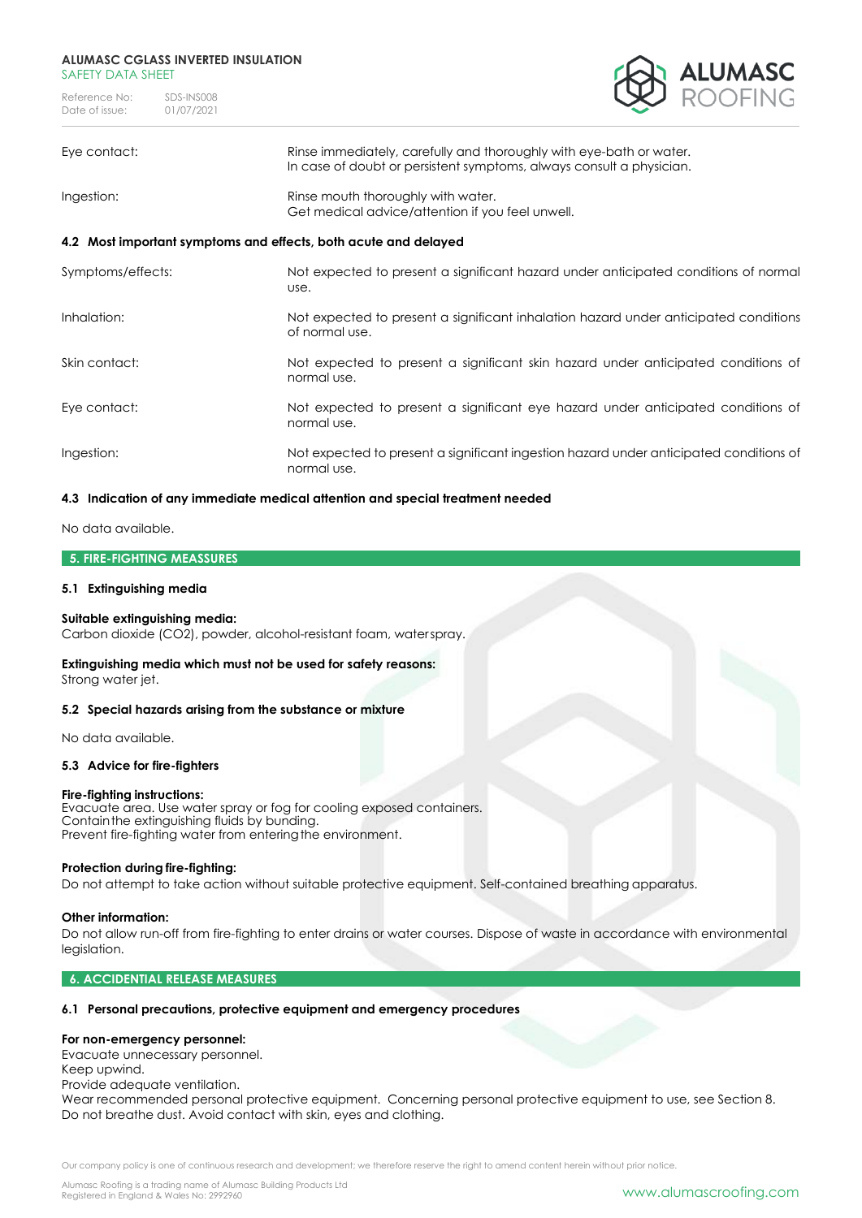| | |
|---|---|
| Eye contact: | Rinse immediately, carefully and thoroughly with eye-bath or water. In case of doubt or persistent symptoms, always consult a physician. |
| Ingestion: | Rinse mouth thoroughly with water. Get medical advice/attention if you feel unwell. |

### 4.2 Most important symptoms and effects, both acute and delayed

| | |
|---|---|
| Symptoms/effects: | Not expected to present a significant hazard under anticipated conditions of normal use. |
| Inhalation: | Not expected to present a significant inhalation hazard under anticipated conditions of normal use. |
| Skin contact: | Not expected to present a significant skin hazard under anticipated conditions of normal use. |
| Eye contact: | Not expected to present a significant eye hazard under anticipated conditions of normal use. |
| Ingestion: | Not expected to present a significant ingestion hazard under anticipated conditions of normal use. |

### 4.3 Indication of any immediate medical attention and special treatment needed

No data available.

## 5. FIRE-FIGHTING MEASSURES

### 5.1 Extinguishing media

**Suitable extinguishing media:**
Carbon dioxide ($CO_2$), powder, alcohol-resistant foam, water spray.

**Extinguishing media which must not be used for safety reasons:**
Strong water jet.

### 5.2 Special hazards arising from the substance or mixture

No data available.

### 5.3 Advice for fire-fighters

**Fire-fighting instructions:**
Evacuate area. Use water spray or fog for cooling exposed containers.
Contain the extinguishing fluids by bunding.
Prevent fire-fighting water from entering the environment.

**Protection during fire-fighting:**
Do not attempt to take action without suitable protective equipment. Self-contained breathing apparatus.

**Other information:**
Do not allow run-off from fire-fighting to enter drains or water courses. Dispose of waste in accordance with environmental legislation.

## 6. ACCIDENTIAL RELEASE MEASURES

### 6.1 Personal precautions, protective equipment and emergency procedures

**For non-emergency personnel:**
Evacuate unnecessary personnel.
Keep upwind.
Provide adequate ventilation.
Wear recommended personal protective equipment. Concerning personal protective equipment to use, see Section 8.
Do not breathe dust. Avoid contact with skin, eyes and clothing.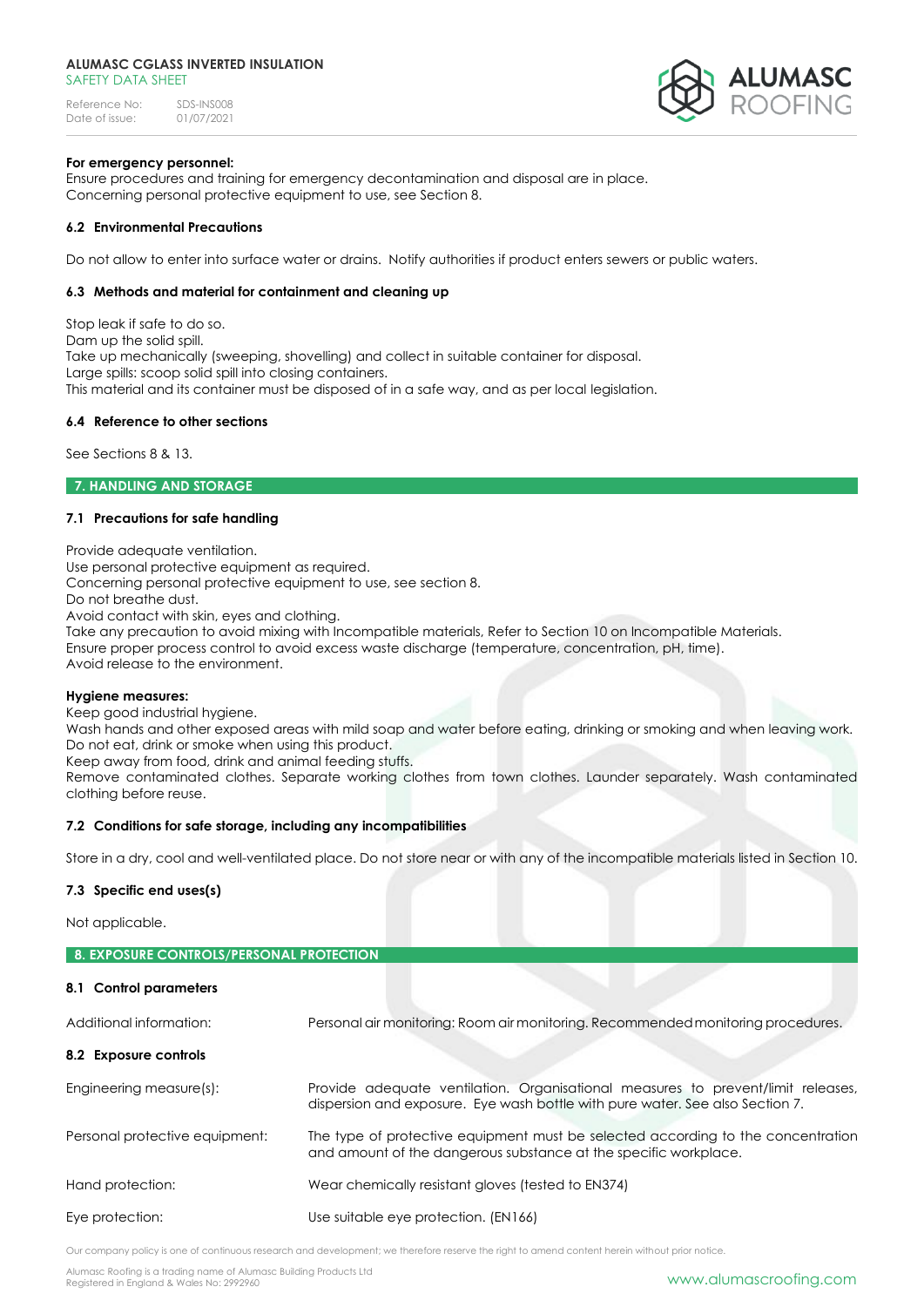**For emergency personnel:**
Ensure procedures and training for emergency decontamination and disposal are in place.
Concerning personal protective equipment to use, see Section 8.

### 6.2 Environmental Precautions

Do not allow to enter into surface water or drains. Notify authorities if product enters sewers or public waters.

### 6.3 Methods and material for containment and cleaning up

Stop leak if safe to do so.
Dam up the solid spill.
Take up mechanically (sweeping, shovelling) and collect in suitable container for disposal.
Large spills: scoop solid spill into closing containers.
This material and its container must be disposed of in a safe way, and as per local legislation.

### 6.4 Reference to other sections

See Sections 8 & 13.

## 7. HANDLING AND STORAGE

### 7.1 Precautions for safe handling

Provide adequate ventilation.
Use personal protective equipment as required.
Concerning personal protective equipment to use, see section 8.
Do not breathe dust.
Avoid contact with skin, eyes and clothing.
Take any precaution to avoid mixing with Incompatible materials, Refer to Section 10 on Incompatible Materials.
Ensure proper process control to avoid excess waste discharge (temperature, concentration, pH, time).
Avoid release to the environment.

**Hygiene measures:**
Keep good industrial hygiene.
Wash hands and other exposed areas with mild soap and water before eating, drinking or smoking and when leaving work.
Do not eat, drink or smoke when using this product.
Keep away from food, drink and animal feeding stuffs.
Remove contaminated clothes. Separate working clothes from town clothes. Launder separately. Wash contaminated clothing before reuse.

### 7.2 Conditions for safe storage, including any incompatibilities

Store in a dry, cool and well-ventilated place. Do not store near or with any of the incompatible materials listed in Section 10.

### 7.3 Specific end use(s)

Not applicable.

## 8. EXPOSURE CONTROLS/PERSONAL PROTECTION

### 8.1 Control parameters

| | |
|---|---|
| Additional information: | Personal air monitoring: Room air monitoring. Recommended monitoring procedures. |

### 8.2 Exposure controls

| | |
|---|---|
| Engineering measure(s): | Provide adequate ventilation. Organisational measures to prevent/limit releases, dispersion and exposure. Eye wash bottle with pure water. See also Section 7. |
| Personal protective equipment: | The type of protective equipment must be selected according to the concentration and amount of the dangerous substance at the specific workplace. |
| Hand protection: | Wear chemically resistant gloves (tested to EN374) |
| Eye protection: | Use suitable eye protection. (EN166) |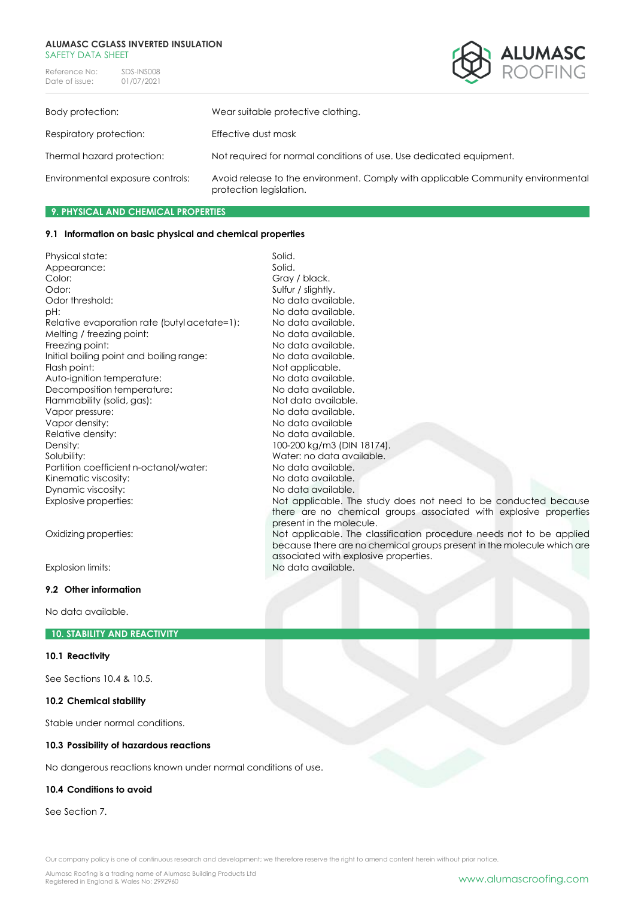| | |
|---|---|
| Body protection: | Wear suitable protective clothing. |
| Respiratory protection: | Effective dust mask |
| Thermal hazard protection: | Not required for normal conditions of use. Use dedicated equipment. |
| Environmental exposure controls: | Avoid release to the environment. Comply with applicable Community environmental protection legislation. |

## 9. PHYSICAL AND CHEMICAL PROPERTIES

### 9.1 Information on basic physical and chemical properties

| | |
|---|---|
| Physical state: | Solid. |
| Appearance: | Solid. |
| Color: | Gray / black. |
| Odor: | Sulfur / slightly. |
| Odor threshold: | No data available. |
| pH: | No data available. |
| Relative evaporation rate (butyl acetate=1): | No data available. |
| Melting / freezing point: | No data available. |
| Freezing point: | No data available. |
| Initial boiling point and boiling range: | No data available. |
| Flash point: | Not applicable. |
| Auto-ignition temperature: | No data available. |
| Decomposition temperature: | No data available. |
| Flammability (solid, gas): | Not data available. |
| Vapor pressure: | No data available. |
| Vapor density: | No data available |
| Relative density: | No data available. |
| Density: | 100-200 kg/m3 (DIN 18174). |
| Solubility: | Water: no data available. |
| Partition coefficient n-octanol/water: | No data available. |
| Kinematic viscosity: | No data available. |
| Dynamic viscosity: | No data available. |
| Explosive properties: | Not applicable. The study does not need to be conducted because there are no chemical groups associated with explosive properties present in the molecule. |
| Oxidizing properties: | Not applicable. The classification procedure needs not to be applied because there are no chemical groups present in the molecule which are associated with explosive properties. |
| Explosion limits: | No data available. |

### 9.2 Other information

No data available.

## 10. STABILITY AND REACTIVITY

### 10.1 Reactivity

See Sections 10.4 & 10.5.

### 10.2 Chemical stability

Stable under normal conditions.

### 10.3 Possibility of hazardous reactions

No dangerous reactions known under normal conditions of use.

### 10.4 Conditions to avoid

See Section 7.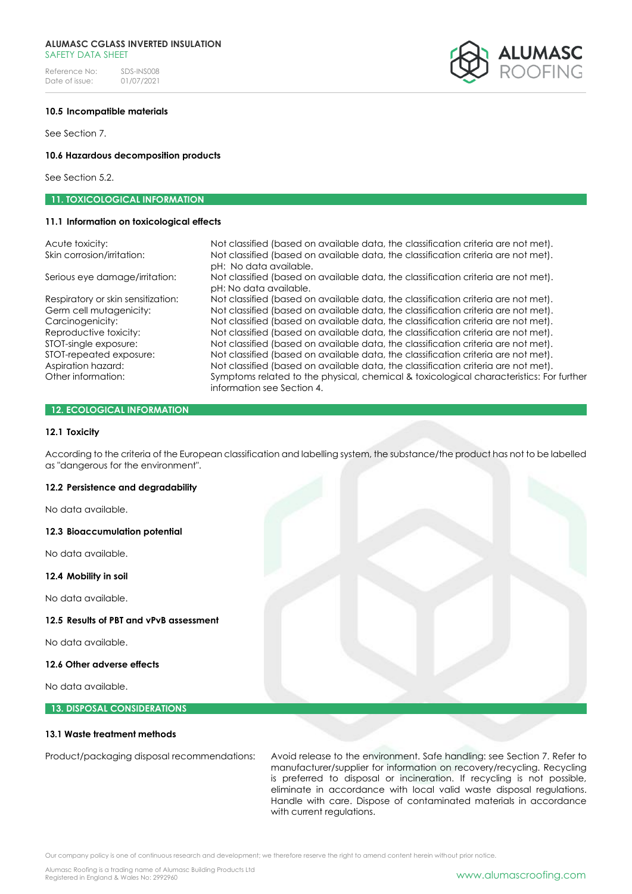### 10.5 Incompatible materials

See Section 7.

### 10.6 Hazardous decomposition products

See Section 5.2.

## 11. TOXICOLOGICAL INFORMATION

### 11.1 Information on toxicological effects

| | |
|---|---|
| Acute toxicity: | Not classified (based on available data, the classification criteria are not met). |
| Skin corrosion/irritation: | Not classified (based on available data, the classification criteria are not met). pH: No data available. |
| Serious eye damage/irritation: | Not classified (based on available data, the classification criteria are not met). pH: No data available. |
| Respiratory or skin sensitization: | Not classified (based on available data, the classification criteria are not met). |
| Germ cell mutagenicity: | Not classified (based on available data, the classification criteria are not met). |
| Carcinogenicity: | Not classified (based on available data, the classification criteria are not met). |
| Reproductive toxicity: | Not classified (based on available data, the classification criteria are not met). |
| STOT-single exposure: | Not classified (based on available data, the classification criteria are not met). |
| STOT-repeated exposure: | Not classified (based on available data, the classification criteria are not met). |
| Aspiration hazard: | Not classified (based on available data, the classification criteria are not met). |
| Other information: | Symptoms related to the physical, chemical & toxicological characteristics: For further information see Section 4. |

## 12. ECOLOGICAL INFORMATION

### 12.1 Toxicity

According to the criteria of the European classification and labelling system, the substance/the product has not to be labelled as "dangerous for the environment".

### 12.2 Persistence and degradability

No data available.

### 12.3 Bioaccumulation potential

No data available.

### 12.4 Mobility in soil

No data available.

### 12.5 Results of PBT and vPvB assessment

No data available.

### 12.6 Other adverse effects

No data available.

## 13. DISPOSAL CONSIDERATIONS

### 13.1 Waste treatment methods

Product/packaging disposal recommendations: Avoid release to the environment. Safe handling: see Section 7. Refer to manufacturer/supplier for information on recovery/recycling. Recycling is preferred to disposal or incineration. If recycling is not possible, eliminate in accordance with local valid waste disposal regulations. Handle with care. Dispose of contaminated materials in accordance with current regulations.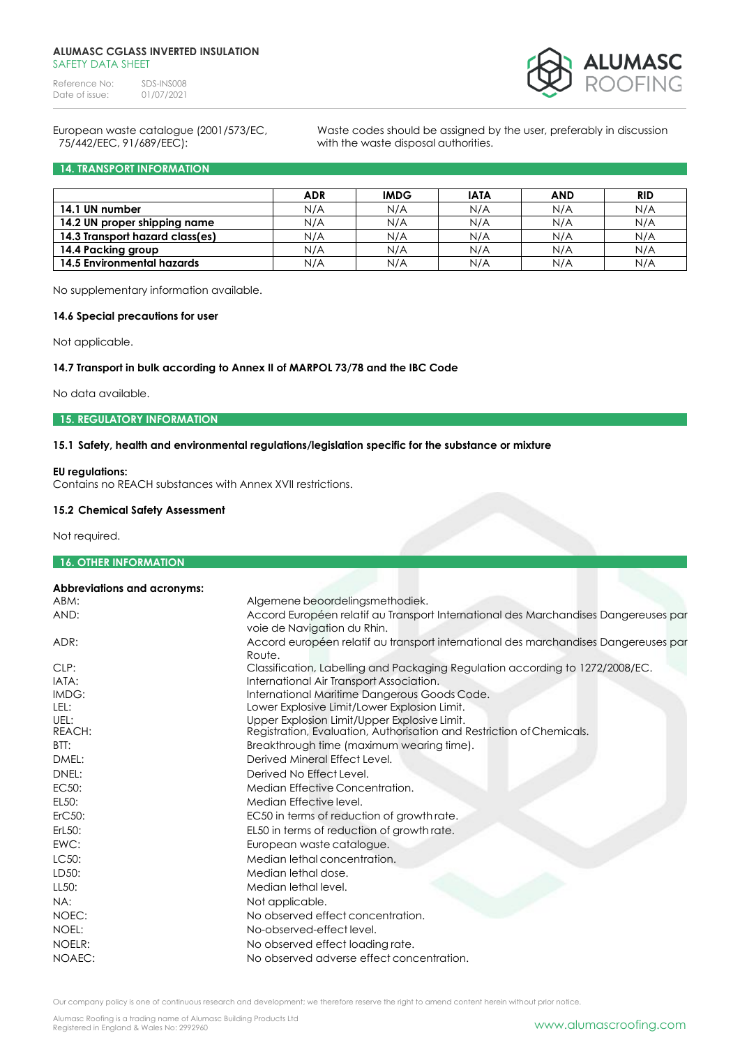European waste catalogue (2001/573/EC, 75/442/EEC, 91/689/EEC): Waste codes should be assigned by the user, preferably in discussion with the waste disposal authorities.

## 14. TRANSPORT INFORMATION

| | ADR | IMDG | IATA | AND | RID |
|---|---|---|---|---|---|
| **14.1 UN number** | N/A | N/A | N/A | N/A | N/A |
| **14.2 UN proper shipping name** | N/A | N/A | N/A | N/A | N/A |
| **14.3 Transport hazard class(es)** | N/A | N/A | N/A | N/A | N/A |
| **14.4 Packing group** | N/A | N/A | N/A | N/A | N/A |
| **14.5 Environmental hazards** | N/A | N/A | N/A | N/A | N/A |

No supplementary information available.

**14.6 Special precautions for user**

Not applicable.

**14.7 Transport in bulk according to Annex II of MARPOL 73/78 and the IBC Code**

No data available.

## 15. REGULATORY INFORMATION

**15.1 Safety, health and environmental regulations/legislation specific for the substance or mixture**

**EU regulations:**
Contains no REACH substances with Annex XVII restrictions.

**15.2 Chemical Safety Assessment**

Not required.

## 16. OTHER INFORMATION

**Abbreviations and acronyms:**

| | |
|---|---|
| ABM: | Algemene beoordelingsmethodiek. |
| AND: | Accord Européen relatif au Transport International des Marchandises Dangereuses par voie de Navigation du Rhin. |
| ADR: | Accord européen relatif au transport international des marchandises Dangereuses par Route. |
| CLP: | Classification, Labelling and Packaging Regulation according to 1272/2008/EC. |
| IATA: | International Air Transport Association. |
| IMDG: | International Maritime Dangerous Goods Code. |
| LEL: | Lower Explosive Limit/Lower Explosion Limit. |
| UEL: | Upper Explosion Limit/Upper Explosive Limit. |
| REACH: | Registration, Evaluation, Authorisation and Restriction of Chemicals. |
| BTT: | Breakthrough time (maximum wearing time). |
| DMEL: | Derived Mineral Effect Level. |
| DNEL: | Derived No Effect Level. |
| EC50: | Median Effective Concentration. |
| EL50: | Median Effective level. |
| ErC50: | EC50 in terms of reduction of growth rate. |
| ErL50: | EL50 in terms of reduction of growth rate. |
| EWC: | European waste catalogue. |
| LC50: | Median lethal concentration. |
| LD50: | Median lethal dose. |
| LL50: | Median lethal level. |
| NA: | Not applicable. |
| NOEC: | No observed effect concentration. |
| NOEL: | No-observed-effect level. |
| NOELR: | No observed effect loading rate. |
| NOAEC: | No observed adverse effect concentration. |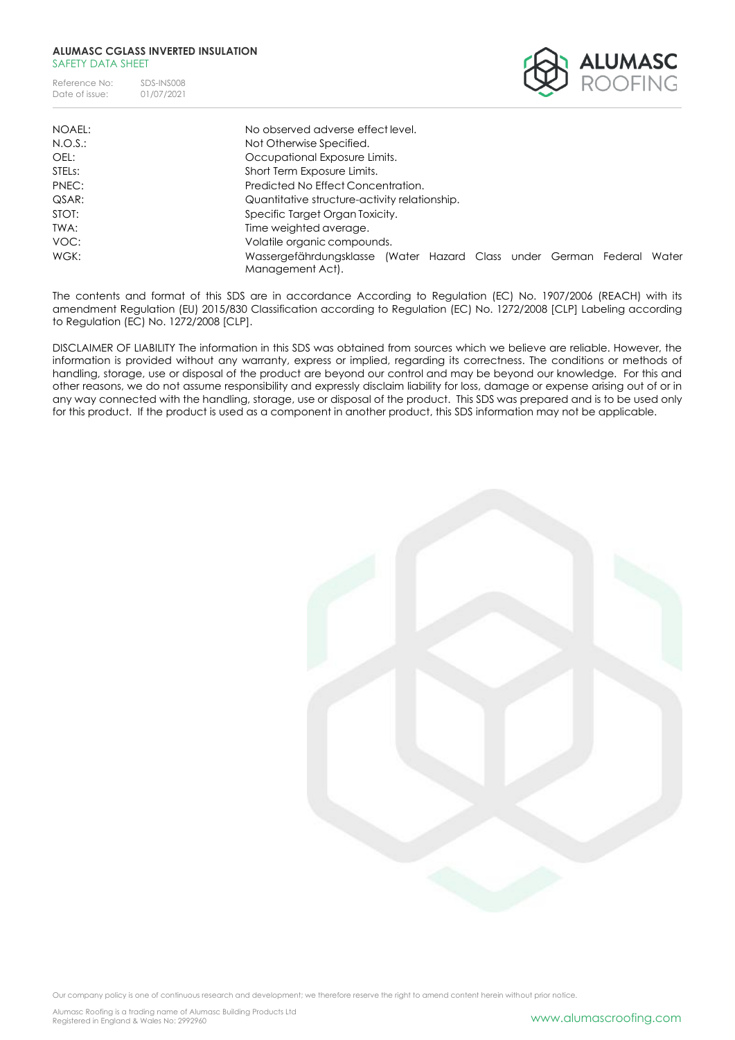| | |
|---|---|
| NOAEL: | No observed adverse effect level. |
| N.O.S.: | Not Otherwise Specified. |
| OEL: | Occupational Exposure Limits. |
| STELs: | Short Term Exposure Limits. |
| PNEC: | Predicted No Effect Concentration. |
| QSAR: | Quantitative structure-activity relationship. |
| STOT: | Specific Target Organ Toxicity. |
| TWA: | Time weighted average. |
| VOC: | Volatile organic compounds. |
| WGK: | Wassergefährdungsklasse (Water Hazard Class under German Federal Water Management Act). |

The contents and format of this SDS are in accordance According to Regulation (EC) No. 1907/2006 (REACH) with its amendment Regulation (EU) 2015/830 Classification according to Regulation (EC) No. 1272/2008 [CLP] Labeling according to Regulation (EC) No. 1272/2008 [CLP].

DISCLAIMER OF LIABILITY The information in this SDS was obtained from sources which we believe are reliable. However, the information is provided without any warranty, express or implied, regarding its correctness. The conditions or methods of handling, storage, use or disposal of the product are beyond our control and may be beyond our knowledge. For this and other reasons, we do not assume responsibility and expressly disclaim liability for loss, damage or expense arising out of or in any way connected with the handling, storage, use or disposal of the product. This SDS was prepared and is to be used only for this product. If the product is used as a component in another product, this SDS information may not be applicable.